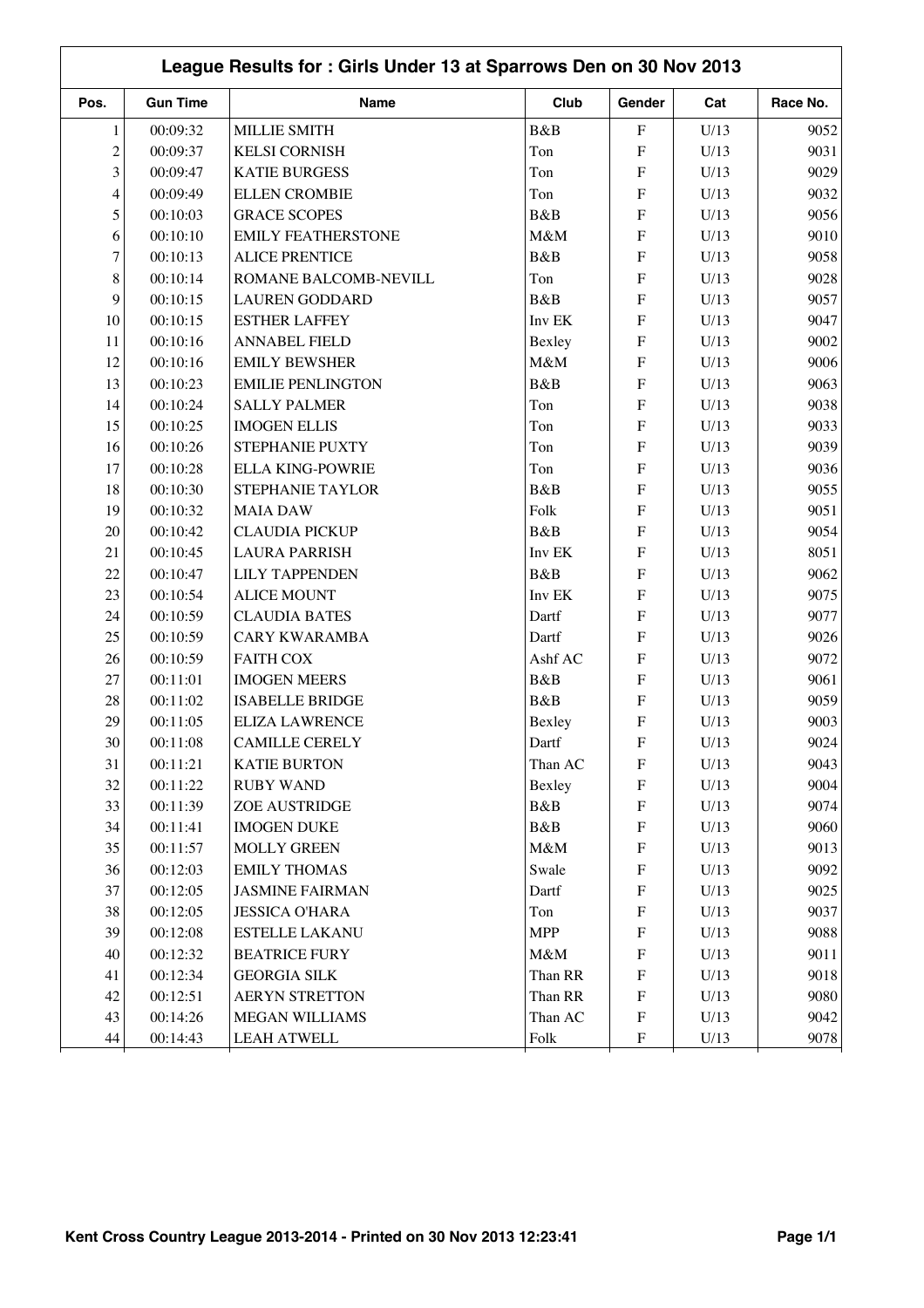# League Results for : Girls Under 13 at Sparrows Den on 30 Nov 2013

| Pos. | Gun Time | Name | Club | Gender | Cat | Race No. |
|---|---|---|---|---|---|---|
| 1 | 00:09:32 | MILLIE SMITH | B&B | F | U/13 | 9052 |
| 2 | 00:09:37 | KELSI CORNISH | Ton | F | U/13 | 9031 |
| 3 | 00:09:47 | KATIE BURGESS | Ton | F | U/13 | 9029 |
| 4 | 00:09:49 | ELLEN CROMBIE | Ton | F | U/13 | 9032 |
| 5 | 00:10:03 | GRACE SCOPES | B&B | F | U/13 | 9056 |
| 6 | 00:10:10 | EMILY FEATHERSTONE | M&M | F | U/13 | 9010 |
| 7 | 00:10:13 | ALICE PRENTICE | B&B | F | U/13 | 9058 |
| 8 | 00:10:14 | ROMANE BALCOMB-NEVILL | Ton | F | U/13 | 9028 |
| 9 | 00:10:15 | LAUREN GODDARD | B&B | F | U/13 | 9057 |
| 10 | 00:10:15 | ESTHER LAFFEY | Inv EK | F | U/13 | 9047 |
| 11 | 00:10:16 | ANNABEL FIELD | Bexley | F | U/13 | 9002 |
| 12 | 00:10:16 | EMILY BEWSHER | M&M | F | U/13 | 9006 |
| 13 | 00:10:23 | EMILIE PENLINGTON | B&B | F | U/13 | 9063 |
| 14 | 00:10:24 | SALLY PALMER | Ton | F | U/13 | 9038 |
| 15 | 00:10:25 | IMOGEN ELLIS | Ton | F | U/13 | 9033 |
| 16 | 00:10:26 | STEPHANIE PUXTY | Ton | F | U/13 | 9039 |
| 17 | 00:10:28 | ELLA KING-POWRIE | Ton | F | U/13 | 9036 |
| 18 | 00:10:30 | STEPHANIE TAYLOR | B&B | F | U/13 | 9055 |
| 19 | 00:10:32 | MAIA DAW | Folk | F | U/13 | 9051 |
| 20 | 00:10:42 | CLAUDIA PICKUP | B&B | F | U/13 | 9054 |
| 21 | 00:10:45 | LAURA PARRISH | Inv EK | F | U/13 | 8051 |
| 22 | 00:10:47 | LILY TAPPENDEN | B&B | F | U/13 | 9062 |
| 23 | 00:10:54 | ALICE MOUNT | Inv EK | F | U/13 | 9075 |
| 24 | 00:10:59 | CLAUDIA BATES | Dartf | F | U/13 | 9077 |
| 25 | 00:10:59 | CARY KWARAMBA | Dartf | F | U/13 | 9026 |
| 26 | 00:10:59 | FAITH COX | Ashf AC | F | U/13 | 9072 |
| 27 | 00:11:01 | IMOGEN MEERS | B&B | F | U/13 | 9061 |
| 28 | 00:11:02 | ISABELLE BRIDGE | B&B | F | U/13 | 9059 |
| 29 | 00:11:05 | ELIZA LAWRENCE | Bexley | F | U/13 | 9003 |
| 30 | 00:11:08 | CAMILLE CERELY | Dartf | F | U/13 | 9024 |
| 31 | 00:11:21 | KATIE BURTON | Than AC | F | U/13 | 9043 |
| 32 | 00:11:22 | RUBY WAND | Bexley | F | U/13 | 9004 |
| 33 | 00:11:39 | ZOE AUSTRIDGE | B&B | F | U/13 | 9074 |
| 34 | 00:11:41 | IMOGEN DUKE | B&B | F | U/13 | 9060 |
| 35 | 00:11:57 | MOLLY GREEN | M&M | F | U/13 | 9013 |
| 36 | 00:12:03 | EMILY THOMAS | Swale | F | U/13 | 9092 |
| 37 | 00:12:05 | JASMINE FAIRMAN | Dartf | F | U/13 | 9025 |
| 38 | 00:12:05 | JESSICA O'HARA | Ton | F | U/13 | 9037 |
| 39 | 00:12:08 | ESTELLE LAKANU | MPP | F | U/13 | 9088 |
| 40 | 00:12:32 | BEATRICE FURY | M&M | F | U/13 | 9011 |
| 41 | 00:12:34 | GEORGIA SILK | Than RR | F | U/13 | 9018 |
| 42 | 00:12:51 | AERYN STRETTON | Than RR | F | U/13 | 9080 |
| 43 | 00:14:26 | MEGAN WILLIAMS | Than AC | F | U/13 | 9042 |
| 44 | 00:14:43 | LEAH ATWELL | Folk | F | U/13 | 9078 |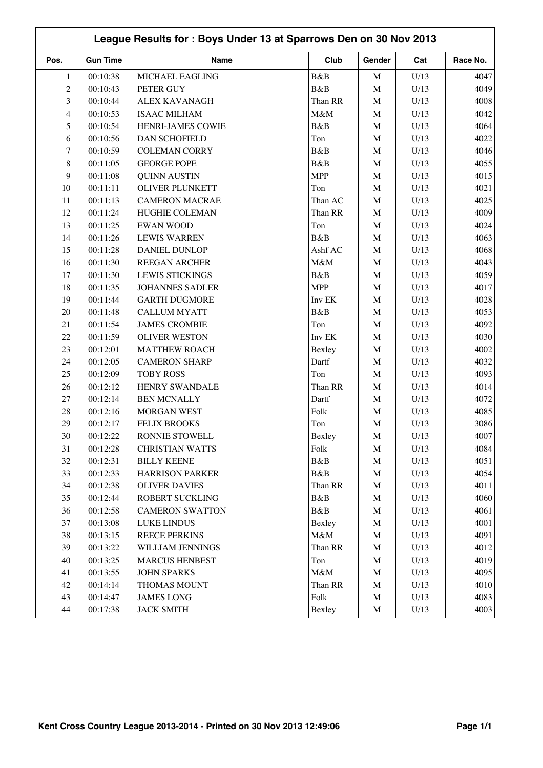## League Results for : Boys Under 13 at Sparrows Den on 30 Nov 2013

| Pos. | Gun Time | Name | Club | Gender | Cat | Race No. |
|---|---|---|---|---|---|---|
| 1 | 00:10:38 | MICHAEL EAGLING | B&B | M | U/13 | 4047 |
| 2 | 00:10:43 | PETER GUY | B&B | M | U/13 | 4049 |
| 3 | 00:10:44 | ALEX KAVANAGH | Than RR | M | U/13 | 4008 |
| 4 | 00:10:53 | ISAAC MILHAM | M&M | M | U/13 | 4042 |
| 5 | 00:10:54 | HENRI-JAMES COWIE | B&B | M | U/13 | 4064 |
| 6 | 00:10:56 | DAN SCHOFIELD | Ton | M | U/13 | 4022 |
| 7 | 00:10:59 | COLEMAN CORRY | B&B | M | U/13 | 4046 |
| 8 | 00:11:05 | GEORGE POPE | B&B | M | U/13 | 4055 |
| 9 | 00:11:08 | QUINN AUSTIN | MPP | M | U/13 | 4015 |
| 10 | 00:11:11 | OLIVER PLUNKETT | Ton | M | U/13 | 4021 |
| 11 | 00:11:13 | CAMERON MACRAE | Than AC | M | U/13 | 4025 |
| 12 | 00:11:24 | HUGHIE COLEMAN | Than RR | M | U/13 | 4009 |
| 13 | 00:11:25 | EWAN WOOD | Ton | M | U/13 | 4024 |
| 14 | 00:11:26 | LEWIS WARREN | B&B | M | U/13 | 4063 |
| 15 | 00:11:28 | DANIEL DUNLOP | Ashf AC | M | U/13 | 4068 |
| 16 | 00:11:30 | REEGAN ARCHER | M&M | M | U/13 | 4043 |
| 17 | 00:11:30 | LEWIS STICKINGS | B&B | M | U/13 | 4059 |
| 18 | 00:11:35 | JOHANNES SADLER | MPP | M | U/13 | 4017 |
| 19 | 00:11:44 | GARTH DUGMORE | Inv EK | M | U/13 | 4028 |
| 20 | 00:11:48 | CALLUM MYATT | B&B | M | U/13 | 4053 |
| 21 | 00:11:54 | JAMES CROMBIE | Ton | M | U/13 | 4092 |
| 22 | 00:11:59 | OLIVER WESTON | Inv EK | M | U/13 | 4030 |
| 23 | 00:12:01 | MATTHEW ROACH | Bexley | M | U/13 | 4002 |
| 24 | 00:12:05 | CAMERON SHARP | Dartf | M | U/13 | 4032 |
| 25 | 00:12:09 | TOBY ROSS | Ton | M | U/13 | 4093 |
| 26 | 00:12:12 | HENRY SWANDALE | Than RR | M | U/13 | 4014 |
| 27 | 00:12:14 | BEN MCNALLY | Dartf | M | U/13 | 4072 |
| 28 | 00:12:16 | MORGAN WEST | Folk | M | U/13 | 4085 |
| 29 | 00:12:17 | FELIX BROOKS | Ton | M | U/13 | 3086 |
| 30 | 00:12:22 | RONNIE STOWELL | Bexley | M | U/13 | 4007 |
| 31 | 00:12:28 | CHRISTIAN WATTS | Folk | M | U/13 | 4084 |
| 32 | 00:12:31 | BILLY KEENE | B&B | M | U/13 | 4051 |
| 33 | 00:12:33 | HARRISON PARKER | B&B | M | U/13 | 4054 |
| 34 | 00:12:38 | OLIVER DAVIES | Than RR | M | U/13 | 4011 |
| 35 | 00:12:44 | ROBERT SUCKLING | B&B | M | U/13 | 4060 |
| 36 | 00:12:58 | CAMERON SWATTON | B&B | M | U/13 | 4061 |
| 37 | 00:13:08 | LUKE LINDUS | Bexley | M | U/13 | 4001 |
| 38 | 00:13:15 | REECE PERKINS | M&M | M | U/13 | 4091 |
| 39 | 00:13:22 | WILLIAM JENNINGS | Than RR | M | U/13 | 4012 |
| 40 | 00:13:25 | MARCUS HENBEST | Ton | M | U/13 | 4019 |
| 41 | 00:13:55 | JOHN SPARKS | M&M | M | U/13 | 4095 |
| 42 | 00:14:14 | THOMAS MOUNT | Than RR | M | U/13 | 4010 |
| 43 | 00:14:47 | JAMES LONG | Folk | M | U/13 | 4083 |
| 44 | 00:17:38 | JACK SMITH | Bexley | M | U/13 | 4003 |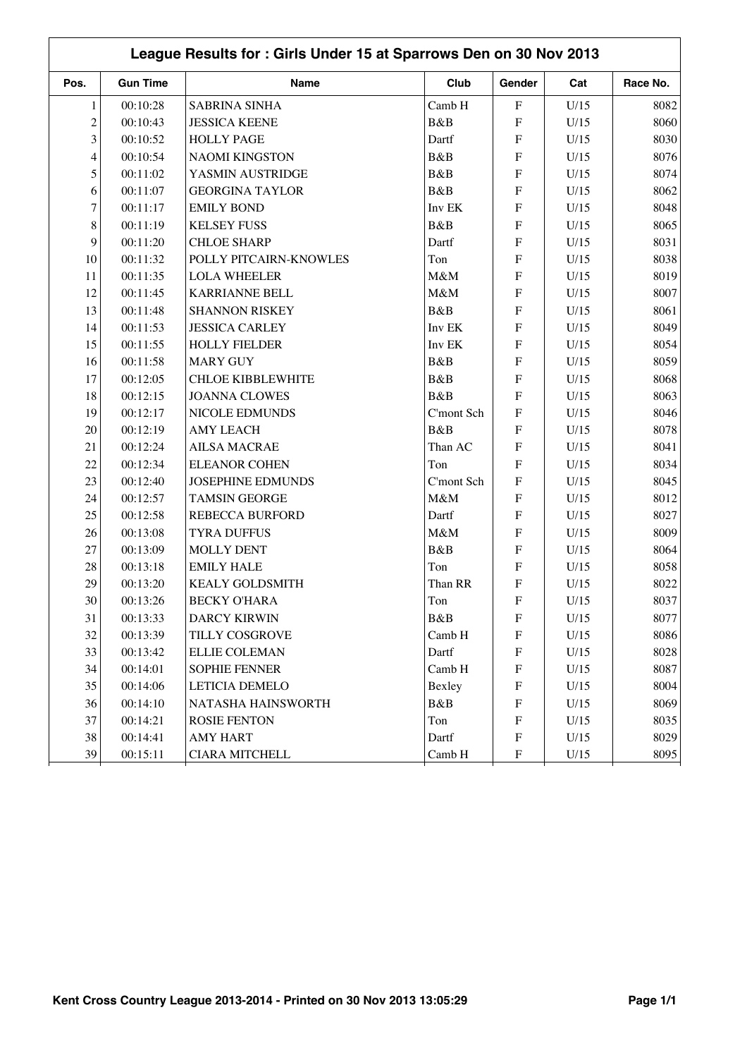## League Results for : Girls Under 15 at Sparrows Den on 30 Nov 2013

| Pos. | Gun Time | Name | Club | Gender | Cat | Race No. |
|---|---|---|---|---|---|---|
| 1 | 00:10:28 | SABRINA SINHA | Camb H | F | U/15 | 8082 |
| 2 | 00:10:43 | JESSICA KEENE | B&B | F | U/15 | 8060 |
| 3 | 00:10:52 | HOLLY PAGE | Dartf | F | U/15 | 8030 |
| 4 | 00:10:54 | NAOMI KINGSTON | B&B | F | U/15 | 8076 |
| 5 | 00:11:02 | YASMIN AUSTRIDGE | B&B | F | U/15 | 8074 |
| 6 | 00:11:07 | GEORGINA TAYLOR | B&B | F | U/15 | 8062 |
| 7 | 00:11:17 | EMILY BOND | Inv EK | F | U/15 | 8048 |
| 8 | 00:11:19 | KELSEY FUSS | B&B | F | U/15 | 8065 |
| 9 | 00:11:20 | CHLOE SHARP | Dartf | F | U/15 | 8031 |
| 10 | 00:11:32 | POLLY PITCAIRN-KNOWLES | Ton | F | U/15 | 8038 |
| 11 | 00:11:35 | LOLA WHEELER | M&M | F | U/15 | 8019 |
| 12 | 00:11:45 | KARRIANNE BELL | M&M | F | U/15 | 8007 |
| 13 | 00:11:48 | SHANNON RISKEY | B&B | F | U/15 | 8061 |
| 14 | 00:11:53 | JESSICA CARLEY | Inv EK | F | U/15 | 8049 |
| 15 | 00:11:55 | HOLLY FIELDER | Inv EK | F | U/15 | 8054 |
| 16 | 00:11:58 | MARY GUY | B&B | F | U/15 | 8059 |
| 17 | 00:12:05 | CHLOE KIBBLEWHITE | B&B | F | U/15 | 8068 |
| 18 | 00:12:15 | JOANNA CLOWES | B&B | F | U/15 | 8063 |
| 19 | 00:12:17 | NICOLE EDMUNDS | C'mont Sch | F | U/15 | 8046 |
| 20 | 00:12:19 | AMY LEACH | B&B | F | U/15 | 8078 |
| 21 | 00:12:24 | AILSA MACRAE | Than AC | F | U/15 | 8041 |
| 22 | 00:12:34 | ELEANOR COHEN | Ton | F | U/15 | 8034 |
| 23 | 00:12:40 | JOSEPHINE EDMUNDS | C'mont Sch | F | U/15 | 8045 |
| 24 | 00:12:57 | TAMSIN GEORGE | M&M | F | U/15 | 8012 |
| 25 | 00:12:58 | REBECCA BURFORD | Dartf | F | U/15 | 8027 |
| 26 | 00:13:08 | TYRA DUFFUS | M&M | F | U/15 | 8009 |
| 27 | 00:13:09 | MOLLY DENT | B&B | F | U/15 | 8064 |
| 28 | 00:13:18 | EMILY HALE | Ton | F | U/15 | 8058 |
| 29 | 00:13:20 | KEALY GOLDSMITH | Than RR | F | U/15 | 8022 |
| 30 | 00:13:26 | BECKY O'HARA | Ton | F | U/15 | 8037 |
| 31 | 00:13:33 | DARCY KIRWIN | B&B | F | U/15 | 8077 |
| 32 | 00:13:39 | TILLY COSGROVE | Camb H | F | U/15 | 8086 |
| 33 | 00:13:42 | ELLIE COLEMAN | Dartf | F | U/15 | 8028 |
| 34 | 00:14:01 | SOPHIE FENNER | Camb H | F | U/15 | 8087 |
| 35 | 00:14:06 | LETICIA DEMELO | Bexley | F | U/15 | 8004 |
| 36 | 00:14:10 | NATASHA HAINSWORTH | B&B | F | U/15 | 8069 |
| 37 | 00:14:21 | ROSIE FENTON | Ton | F | U/15 | 8035 |
| 38 | 00:14:41 | AMY HART | Dartf | F | U/15 | 8029 |
| 39 | 00:15:11 | CIARA MITCHELL | Camb H | F | U/15 | 8095 |

Kent Cross Country League 2013-2014 - Printed on 30 Nov 2013 13:05:29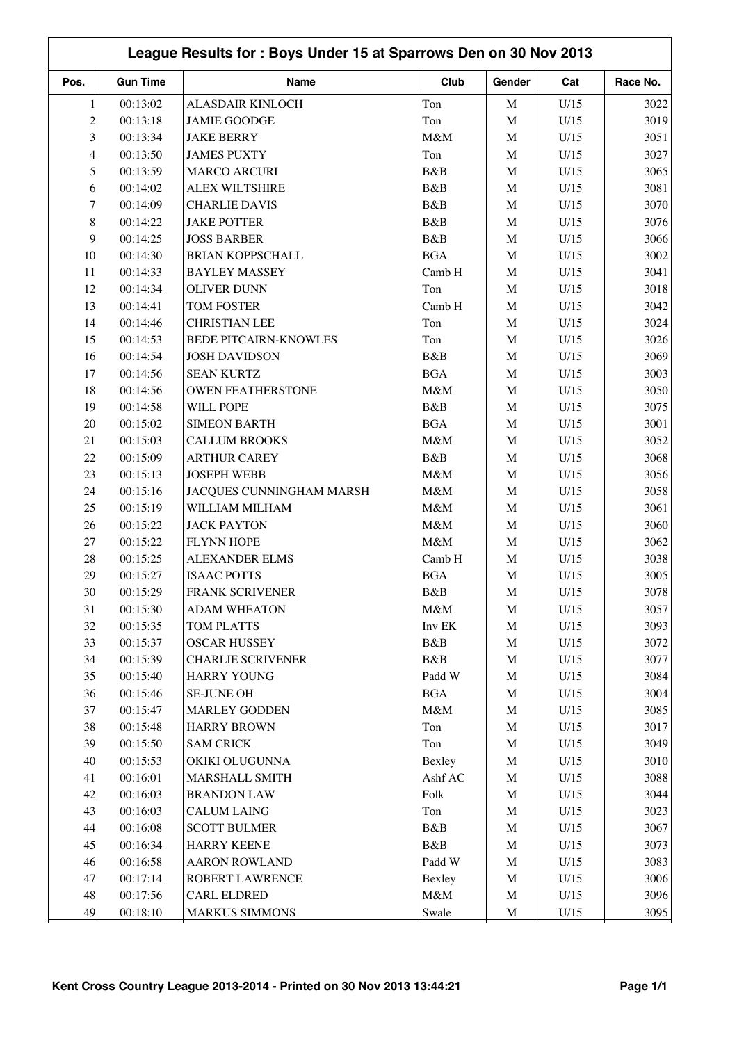# League Results for : Boys Under 15 at Sparrows Den on 30 Nov 2013

| Pos. | Gun Time | Name | Club | Gender | Cat | Race No. |
|---|---|---|---|---|---|---|
| 1 | 00:13:02 | ALASDAIR KINLOCH | Ton | M | U/15 | 3022 |
| 2 | 00:13:18 | JAMIE GOODGE | Ton | M | U/15 | 3019 |
| 3 | 00:13:34 | JAKE BERRY | M&M | M | U/15 | 3051 |
| 4 | 00:13:50 | JAMES PUXTY | Ton | M | U/15 | 3027 |
| 5 | 00:13:59 | MARCO ARCURI | B&B | M | U/15 | 3065 |
| 6 | 00:14:02 | ALEX WILTSHIRE | B&B | M | U/15 | 3081 |
| 7 | 00:14:09 | CHARLIE DAVIS | B&B | M | U/15 | 3070 |
| 8 | 00:14:22 | JAKE POTTER | B&B | M | U/15 | 3076 |
| 9 | 00:14:25 | JOSS BARBER | B&B | M | U/15 | 3066 |
| 10 | 00:14:30 | BRIAN KOPPSCHALL | BGA | M | U/15 | 3002 |
| 11 | 00:14:33 | BAYLEY MASSEY | Camb H | M | U/15 | 3041 |
| 12 | 00:14:34 | OLIVER DUNN | Ton | M | U/15 | 3018 |
| 13 | 00:14:41 | TOM FOSTER | Camb H | M | U/15 | 3042 |
| 14 | 00:14:46 | CHRISTIAN LEE | Ton | M | U/15 | 3024 |
| 15 | 00:14:53 | BEDE PITCAIRN-KNOWLES | Ton | M | U/15 | 3026 |
| 16 | 00:14:54 | JOSH DAVIDSON | B&B | M | U/15 | 3069 |
| 17 | 00:14:56 | SEAN KURTZ | BGA | M | U/15 | 3003 |
| 18 | 00:14:56 | OWEN FEATHERSTONE | M&M | M | U/15 | 3050 |
| 19 | 00:14:58 | WILL POPE | B&B | M | U/15 | 3075 |
| 20 | 00:15:02 | SIMEON BARTH | BGA | M | U/15 | 3001 |
| 21 | 00:15:03 | CALLUM BROOKS | M&M | M | U/15 | 3052 |
| 22 | 00:15:09 | ARTHUR CAREY | B&B | M | U/15 | 3068 |
| 23 | 00:15:13 | JOSEPH WEBB | M&M | M | U/15 | 3056 |
| 24 | 00:15:16 | JACQUES CUNNINGHAM MARSH | M&M | M | U/15 | 3058 |
| 25 | 00:15:19 | WILLIAM MILHAM | M&M | M | U/15 | 3061 |
| 26 | 00:15:22 | JACK PAYTON | M&M | M | U/15 | 3060 |
| 27 | 00:15:22 | FLYNN HOPE | M&M | M | U/15 | 3062 |
| 28 | 00:15:25 | ALEXANDER ELMS | Camb H | M | U/15 | 3038 |
| 29 | 00:15:27 | ISAAC POTTS | BGA | M | U/15 | 3005 |
| 30 | 00:15:29 | FRANK SCRIVENER | B&B | M | U/15 | 3078 |
| 31 | 00:15:30 | ADAM WHEATON | M&M | M | U/15 | 3057 |
| 32 | 00:15:35 | TOM PLATTS | Inv EK | M | U/15 | 3093 |
| 33 | 00:15:37 | OSCAR HUSSEY | B&B | M | U/15 | 3072 |
| 34 | 00:15:39 | CHARLIE SCRIVENER | B&B | M | U/15 | 3077 |
| 35 | 00:15:40 | HARRY YOUNG | Padd W | M | U/15 | 3084 |
| 36 | 00:15:46 | SE-JUNE OH | BGA | M | U/15 | 3004 |
| 37 | 00:15:47 | MARLEY GODDEN | M&M | M | U/15 | 3085 |
| 38 | 00:15:48 | HARRY BROWN | Ton | M | U/15 | 3017 |
| 39 | 00:15:50 | SAM CRICK | Ton | M | U/15 | 3049 |
| 40 | 00:15:53 | OKIKI OLUGUNNA | Bexley | M | U/15 | 3010 |
| 41 | 00:16:01 | MARSHALL SMITH | Ashf AC | M | U/15 | 3088 |
| 42 | 00:16:03 | BRANDON LAW | Folk | M | U/15 | 3044 |
| 43 | 00:16:03 | CALUM LAING | Ton | M | U/15 | 3023 |
| 44 | 00:16:08 | SCOTT BULMER | B&B | M | U/15 | 3067 |
| 45 | 00:16:34 | HARRY KEENE | B&B | M | U/15 | 3073 |
| 46 | 00:16:58 | AARON ROWLAND | Padd W | M | U/15 | 3083 |
| 47 | 00:17:14 | ROBERT LAWRENCE | Bexley | M | U/15 | 3006 |
| 48 | 00:17:56 | CARL ELDRED | M&M | M | U/15 | 3096 |
| 49 | 00:18:10 | MARKUS SIMMONS | Swale | M | U/15 | 3095 |

**Kent Cross Country League 2013-2014 - Printed on 30 Nov 2013 13:44:21**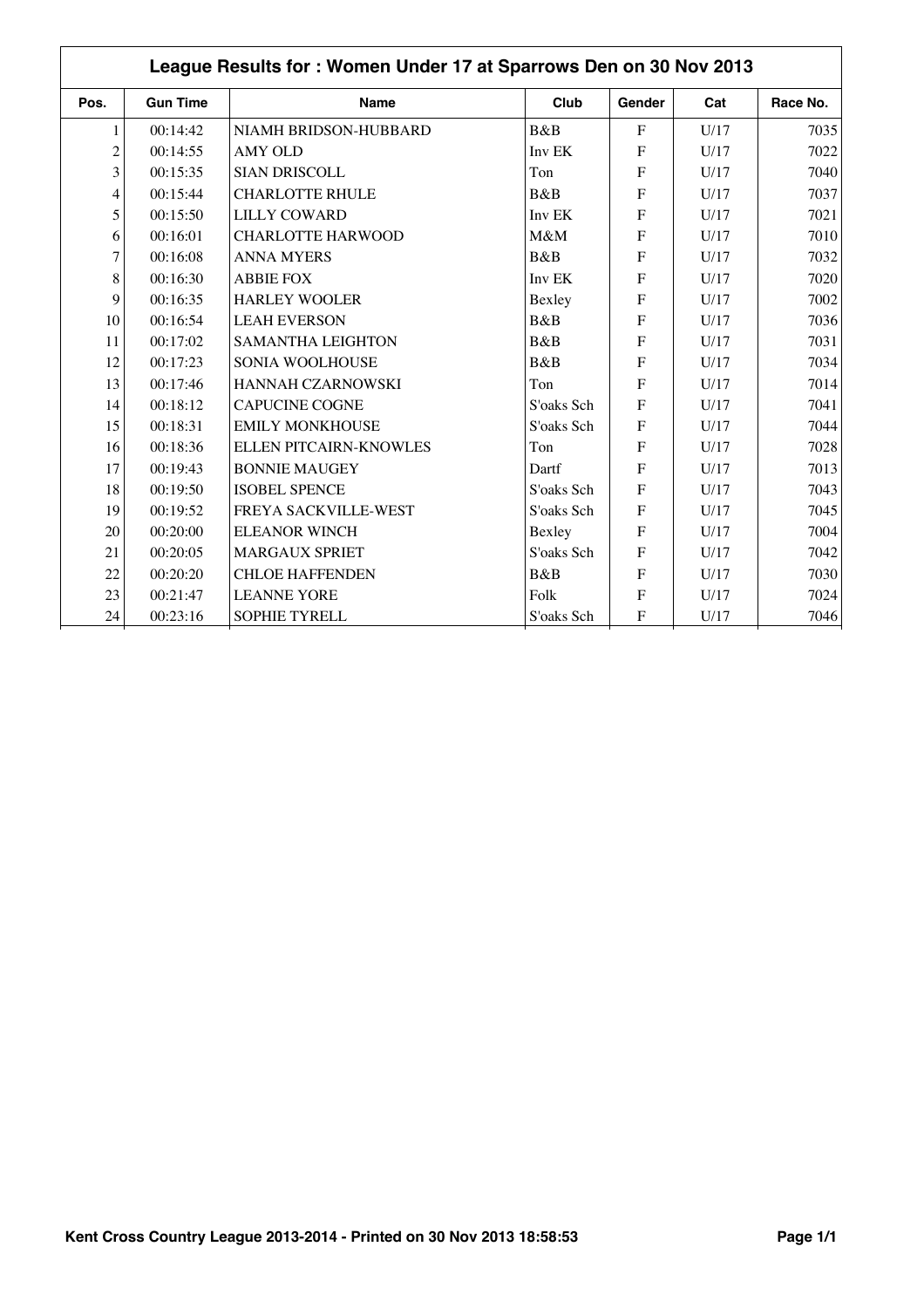## League Results for : Women Under 17 at Sparrows Den on 30 Nov 2013

| Pos. | Gun Time | Name | Club | Gender | Cat | Race No. |
|---|---|---|---|---|---|---|
| 1 | 00:14:42 | NIAMH BRIDSON-HUBBARD | B&B | F | U/17 | 7035 |
| 2 | 00:14:55 | AMY OLD | Inv EK | F | U/17 | 7022 |
| 3 | 00:15:35 | SIAN DRISCOLL | Ton | F | U/17 | 7040 |
| 4 | 00:15:44 | CHARLOTTE RHULE | B&B | F | U/17 | 7037 |
| 5 | 00:15:50 | LILLY COWARD | Inv EK | F | U/17 | 7021 |
| 6 | 00:16:01 | CHARLOTTE HARWOOD | M&M | F | U/17 | 7010 |
| 7 | 00:16:08 | ANNA MYERS | B&B | F | U/17 | 7032 |
| 8 | 00:16:30 | ABBIE FOX | Inv EK | F | U/17 | 7020 |
| 9 | 00:16:35 | HARLEY WOOLER | Bexley | F | U/17 | 7002 |
| 10 | 00:16:54 | LEAH EVERSON | B&B | F | U/17 | 7036 |
| 11 | 00:17:02 | SAMANTHA LEIGHTON | B&B | F | U/17 | 7031 |
| 12 | 00:17:23 | SONIA WOOLHOUSE | B&B | F | U/17 | 7034 |
| 13 | 00:17:46 | HANNAH CZARNOWSKI | Ton | F | U/17 | 7014 |
| 14 | 00:18:12 | CAPUCINE COGNE | S'oaks Sch | F | U/17 | 7041 |
| 15 | 00:18:31 | EMILY MONKHOUSE | S'oaks Sch | F | U/17 | 7044 |
| 16 | 00:18:36 | ELLEN PITCAIRN-KNOWLES | Ton | F | U/17 | 7028 |
| 17 | 00:19:43 | BONNIE MAUGEY | Dartf | F | U/17 | 7013 |
| 18 | 00:19:50 | ISOBEL SPENCE | S'oaks Sch | F | U/17 | 7043 |
| 19 | 00:19:52 | FREYA SACKVILLE-WEST | S'oaks Sch | F | U/17 | 7045 |
| 20 | 00:20:00 | ELEANOR WINCH | Bexley | F | U/17 | 7004 |
| 21 | 00:20:05 | MARGAUX SPRIET | S'oaks Sch | F | U/17 | 7042 |
| 22 | 00:20:20 | CHLOE HAFFENDEN | B&B | F | U/17 | 7030 |
| 23 | 00:21:47 | LEANNE YORE | Folk | F | U/17 | 7024 |
| 24 | 00:23:16 | SOPHIE TYRELL | S'oaks Sch | F | U/17 | 7046 |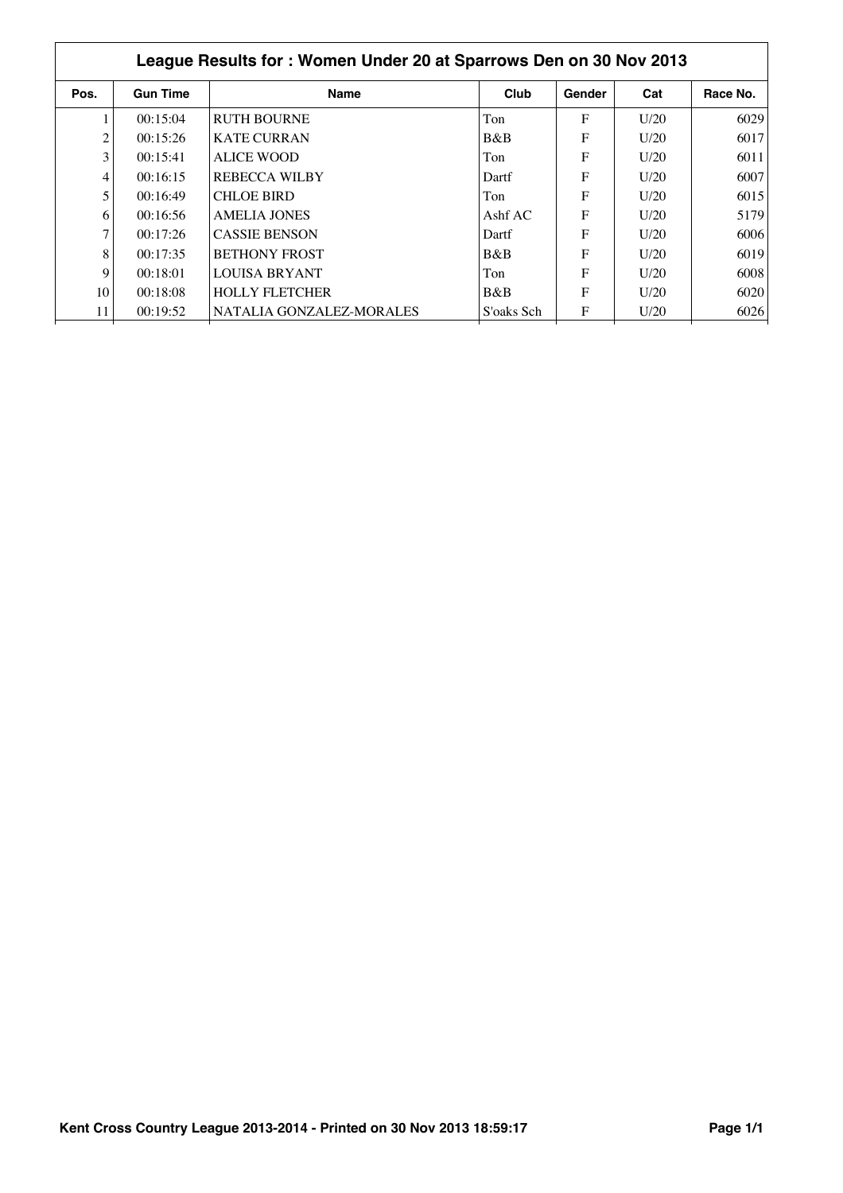| League Results for : Women Under 20 at Sparrows Den on 30 Nov 2013 | | | | | | |
|---|---|---|---|---|---|---|
| **Pos.** | **Gun Time** | **Name** | **Club** | **Gender** | **Cat** | **Race No.** |
| 1 | 00:15:04 | RUTH BOURNE | Ton | F | U/20 | 6029 |
| 2 | 00:15:26 | KATE CURRAN | B&B | F | U/20 | 6017 |
| 3 | 00:15:41 | ALICE WOOD | Ton | F | U/20 | 6011 |
| 4 | 00:16:15 | REBECCA WILBY | Dartf | F | U/20 | 6007 |
| 5 | 00:16:49 | CHLOE BIRD | Ton | F | U/20 | 6015 |
| 6 | 00:16:56 | AMELIA JONES | Ashf AC | F | U/20 | 5179 |
| 7 | 00:17:26 | CASSIE BENSON | Dartf | F | U/20 | 6006 |
| 8 | 00:17:35 | BETHONY FROST | B&B | F | U/20 | 6019 |
| 9 | 00:18:01 | LOUISA BRYANT | Ton | F | U/20 | 6008 |
| 10 | 00:18:08 | HOLLY FLETCHER | B&B | F | U/20 | 6020 |
| 11 | 00:19:52 | NATALIA GONZALEZ-MORALES | S'oaks Sch | F | U/20 | 6026 |

**Kent Cross Country League 2013-2014 - Printed on 30 Nov 2013 18:59:17**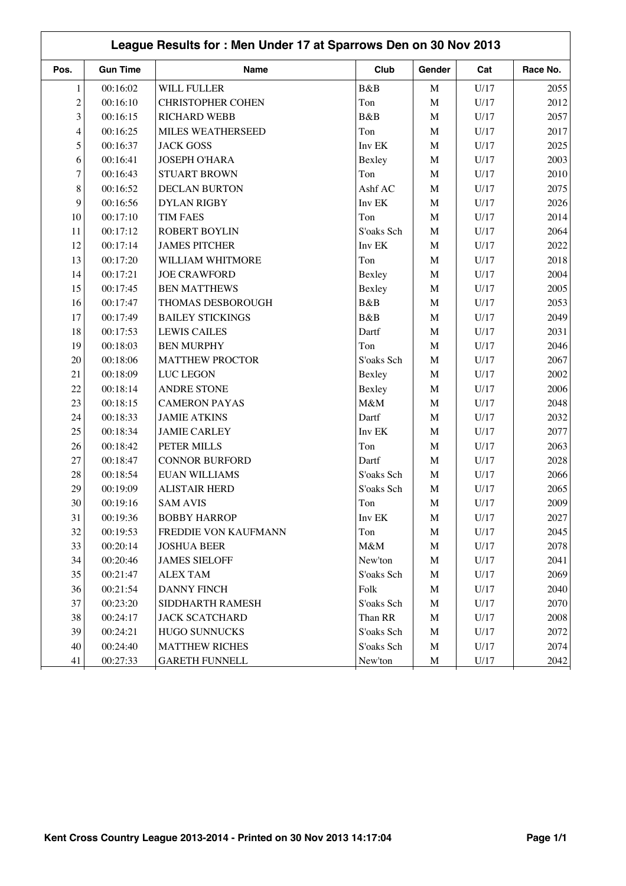# League Results for : Men Under 17 at Sparrows Den on 30 Nov 2013

| Pos. | Gun Time | Name | Club | Gender | Cat | Race No. |
|---|---|---|---|---|---|---|
| 1 | 00:16:02 | WILL FULLER | B&B | M | U/17 | 2055 |
| 2 | 00:16:10 | CHRISTOPHER COHEN | Ton | M | U/17 | 2012 |
| 3 | 00:16:15 | RICHARD WEBB | B&B | M | U/17 | 2057 |
| 4 | 00:16:25 | MILES WEATHERSEED | Ton | M | U/17 | 2017 |
| 5 | 00:16:37 | JACK GOSS | Inv EK | M | U/17 | 2025 |
| 6 | 00:16:41 | JOSEPH O'HARA | Bexley | M | U/17 | 2003 |
| 7 | 00:16:43 | STUART BROWN | Ton | M | U/17 | 2010 |
| 8 | 00:16:52 | DECLAN BURTON | Ashf AC | M | U/17 | 2075 |
| 9 | 00:16:56 | DYLAN RIGBY | Inv EK | M | U/17 | 2026 |
| 10 | 00:17:10 | TIM FAES | Ton | M | U/17 | 2014 |
| 11 | 00:17:12 | ROBERT BOYLIN | S'oaks Sch | M | U/17 | 2064 |
| 12 | 00:17:14 | JAMES PITCHER | Inv EK | M | U/17 | 2022 |
| 13 | 00:17:20 | WILLIAM WHITMORE | Ton | M | U/17 | 2018 |
| 14 | 00:17:21 | JOE CRAWFORD | Bexley | M | U/17 | 2004 |
| 15 | 00:17:45 | BEN MATTHEWS | Bexley | M | U/17 | 2005 |
| 16 | 00:17:47 | THOMAS DESBOROUGH | B&B | M | U/17 | 2053 |
| 17 | 00:17:49 | BAILEY STICKINGS | B&B | M | U/17 | 2049 |
| 18 | 00:17:53 | LEWIS CAILES | Dartf | M | U/17 | 2031 |
| 19 | 00:18:03 | BEN MURPHY | Ton | M | U/17 | 2046 |
| 20 | 00:18:06 | MATTHEW PROCTOR | S'oaks Sch | M | U/17 | 2067 |
| 21 | 00:18:09 | LUC LEGON | Bexley | M | U/17 | 2002 |
| 22 | 00:18:14 | ANDRE STONE | Bexley | M | U/17 | 2006 |
| 23 | 00:18:15 | CAMERON PAYAS | M&M | M | U/17 | 2048 |
| 24 | 00:18:33 | JAMIE ATKINS | Dartf | M | U/17 | 2032 |
| 25 | 00:18:34 | JAMIE CARLEY | Inv EK | M | U/17 | 2077 |
| 26 | 00:18:42 | PETER MILLS | Ton | M | U/17 | 2063 |
| 27 | 00:18:47 | CONNOR BURFORD | Dartf | M | U/17 | 2028 |
| 28 | 00:18:54 | EUAN WILLIAMS | S'oaks Sch | M | U/17 | 2066 |
| 29 | 00:19:09 | ALISTAIR HERD | S'oaks Sch | M | U/17 | 2065 |
| 30 | 00:19:16 | SAM AVIS | Ton | M | U/17 | 2009 |
| 31 | 00:19:36 | BOBBY HARROP | Inv EK | M | U/17 | 2027 |
| 32 | 00:19:53 | FREDDIE VON KAUFMANN | Ton | M | U/17 | 2045 |
| 33 | 00:20:14 | JOSHUA BEER | M&M | M | U/17 | 2078 |
| 34 | 00:20:46 | JAMES SIELOFF | New'ton | M | U/17 | 2041 |
| 35 | 00:21:47 | ALEX TAM | S'oaks Sch | M | U/17 | 2069 |
| 36 | 00:21:54 | DANNY FINCH | Folk | M | U/17 | 2040 |
| 37 | 00:23:20 | SIDDHARTH RAMESH | S'oaks Sch | M | U/17 | 2070 |
| 38 | 00:24:17 | JACK SCATCHARD | Than RR | M | U/17 | 2008 |
| 39 | 00:24:21 | HUGO SUNNUCKS | S'oaks Sch | M | U/17 | 2072 |
| 40 | 00:24:40 | MATTHEW RICHES | S'oaks Sch | M | U/17 | 2074 |
| 41 | 00:27:33 | GARETH FUNNELL | New'ton | M | U/17 | 2042 |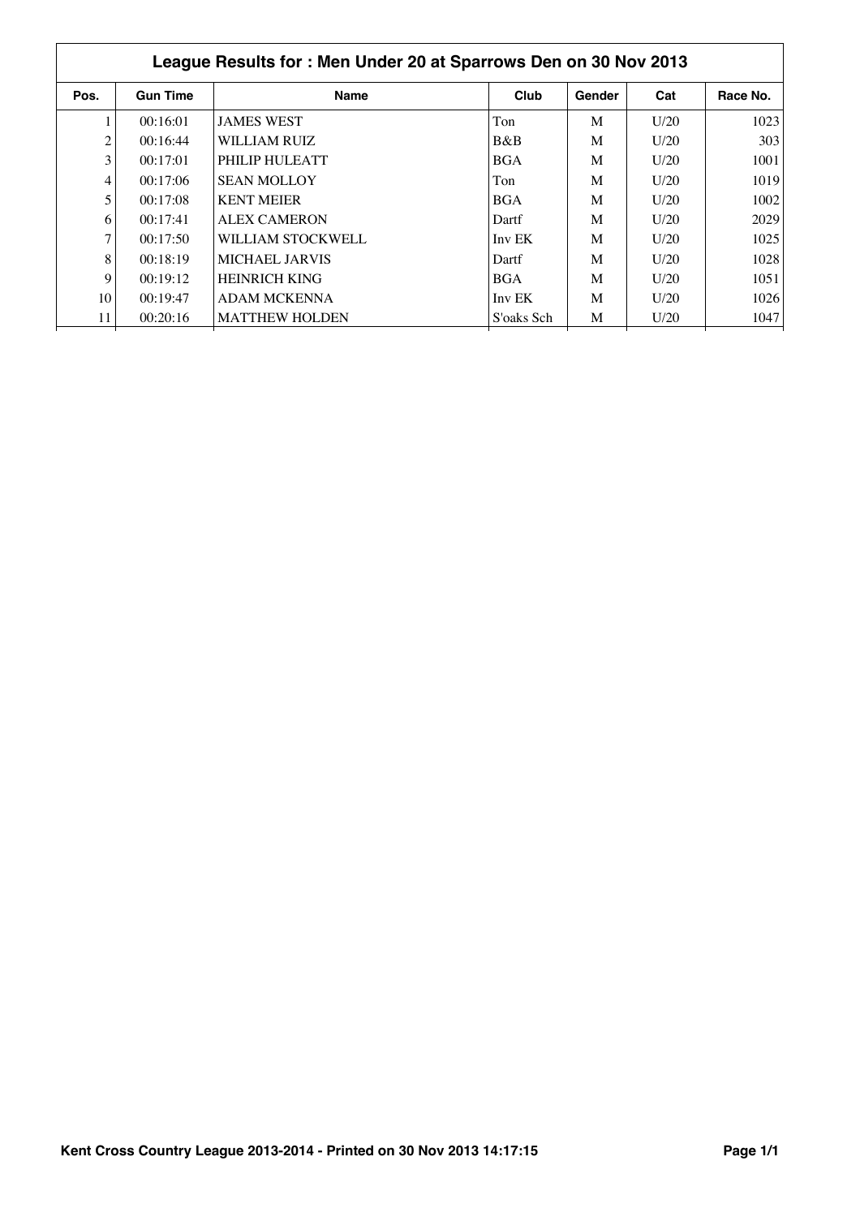## League Results for : Men Under 20 at Sparrows Den on 30 Nov 2013

| Pos. | Gun Time | Name | Club | Gender | Cat | Race No. |
|---|---|---|---|---|---|---|
| 1 | 00:16:01 | JAMES WEST | Ton | M | U/20 | 1023 |
| 2 | 00:16:44 | WILLIAM RUIZ | B&B | M | U/20 | 303 |
| 3 | 00:17:01 | PHILIP HULEATT | BGA | M | U/20 | 1001 |
| 4 | 00:17:06 | SEAN MOLLOY | Ton | M | U/20 | 1019 |
| 5 | 00:17:08 | KENT MEIER | BGA | M | U/20 | 1002 |
| 6 | 00:17:41 | ALEX CAMERON | Dartf | M | U/20 | 2029 |
| 7 | 00:17:50 | WILLIAM STOCKWELL | Inv EK | M | U/20 | 1025 |
| 8 | 00:18:19 | MICHAEL JARVIS | Dartf | M | U/20 | 1028 |
| 9 | 00:19:12 | HEINRICH KING | BGA | M | U/20 | 1051 |
| 10 | 00:19:47 | ADAM MCKENNA | Inv EK | M | U/20 | 1026 |
| 11 | 00:20:16 | MATTHEW HOLDEN | S'oaks Sch | M | U/20 | 1047 |

**Kent Cross Country League 2013-2014 - Printed on 30 Nov 2013 14:17:15**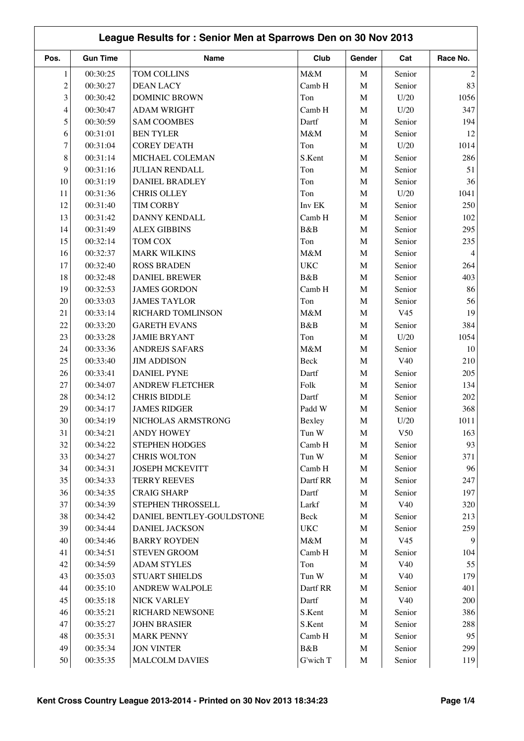# League Results for : Senior Men at Sparrows Den on 30 Nov 2013

| Pos. | Gun Time | Name | Club | Gender | Cat | Race No. |
|---|---|---|---|---|---|---|
| 1 | 00:30:25 | TOM COLLINS | M&M | M | Senior | 2 |
| 2 | 00:30:27 | DEAN LACY | Camb H | M | Senior | 83 |
| 3 | 00:30:42 | DOMINIC BROWN | Ton | M | U/20 | 1056 |
| 4 | 00:30:47 | ADAM WRIGHT | Camb H | M | U/20 | 347 |
| 5 | 00:30:59 | SAM COOMBES | Dartf | M | Senior | 194 |
| 6 | 00:31:01 | BEN TYLER | M&M | M | Senior | 12 |
| 7 | 00:31:04 | COREY DE'ATH | Ton | M | U/20 | 1014 |
| 8 | 00:31:14 | MICHAEL COLEMAN | S.Kent | M | Senior | 286 |
| 9 | 00:31:16 | JULIAN RENDALL | Ton | M | Senior | 51 |
| 10 | 00:31:19 | DANIEL BRADLEY | Ton | M | Senior | 36 |
| 11 | 00:31:36 | CHRIS OLLEY | Ton | M | U/20 | 1041 |
| 12 | 00:31:40 | TIM CORBY | Inv EK | M | Senior | 250 |
| 13 | 00:31:42 | DANNY KENDALL | Camb H | M | Senior | 102 |
| 14 | 00:31:49 | ALEX GIBBINS | B&B | M | Senior | 295 |
| 15 | 00:32:14 | TOM COX | Ton | M | Senior | 235 |
| 16 | 00:32:37 | MARK WILKINS | M&M | M | Senior | 4 |
| 17 | 00:32:40 | ROSS BRADEN | UKC | M | Senior | 264 |
| 18 | 00:32:48 | DANIEL BREWER | B&B | M | Senior | 403 |
| 19 | 00:32:53 | JAMES GORDON | Camb H | M | Senior | 86 |
| 20 | 00:33:03 | JAMES TAYLOR | Ton | M | Senior | 56 |
| 21 | 00:33:14 | RICHARD TOMLINSON | M&M | M | V45 | 19 |
| 22 | 00:33:20 | GARETH EVANS | B&B | M | Senior | 384 |
| 23 | 00:33:28 | JAMIE BRYANT | Ton | M | U/20 | 1054 |
| 24 | 00:33:36 | ANDREJS SAFARS | M&M | M | Senior | 10 |
| 25 | 00:33:40 | JIM ADDISON | Beck | M | V40 | 210 |
| 26 | 00:33:41 | DANIEL PYNE | Dartf | M | Senior | 205 |
| 27 | 00:34:07 | ANDREW FLETCHER | Folk | M | Senior | 134 |
| 28 | 00:34:12 | CHRIS BIDDLE | Dartf | M | Senior | 202 |
| 29 | 00:34:17 | JAMES RIDGER | Padd W | M | Senior | 368 |
| 30 | 00:34:19 | NICHOLAS ARMSTRONG | Bexley | M | U/20 | 1011 |
| 31 | 00:34:21 | ANDY HOWEY | Tun W | M | V50 | 163 |
| 32 | 00:34:22 | STEPHEN HODGES | Camb H | M | Senior | 93 |
| 33 | 00:34:27 | CHRIS WOLTON | Tun W | M | Senior | 371 |
| 34 | 00:34:31 | JOSEPH MCKEVITT | Camb H | M | Senior | 96 |
| 35 | 00:34:33 | TERRY REEVES | Dartf RR | M | Senior | 247 |
| 36 | 00:34:35 | CRAIG SHARP | Dartf | M | Senior | 197 |
| 37 | 00:34:39 | STEPHEN THROSSELL | Larkf | M | V40 | 320 |
| 38 | 00:34:42 | DANIEL BENTLEY-GOULDSTONE | Beck | M | Senior | 213 |
| 39 | 00:34:44 | DANIEL JACKSON | UKC | M | Senior | 259 |
| 40 | 00:34:46 | BARRY ROYDEN | M&M | M | V45 | 9 |
| 41 | 00:34:51 | STEVEN GROOM | Camb H | M | Senior | 104 |
| 42 | 00:34:59 | ADAM STYLES | Ton | M | V40 | 55 |
| 43 | 00:35:03 | STUART SHIELDS | Tun W | M | V40 | 179 |
| 44 | 00:35:10 | ANDREW WALPOLE | Dartf RR | M | Senior | 401 |
| 45 | 00:35:18 | NICK VARLEY | Dartf | M | V40 | 200 |
| 46 | 00:35:21 | RICHARD NEWSONE | S.Kent | M | Senior | 386 |
| 47 | 00:35:27 | JOHN BRASIER | S.Kent | M | Senior | 288 |
| 48 | 00:35:31 | MARK PENNY | Camb H | M | Senior | 95 |
| 49 | 00:35:34 | JON VINTER | B&B | M | Senior | 299 |
| 50 | 00:35:35 | MALCOLM DAVIES | G'wich T | M | Senior | 119 |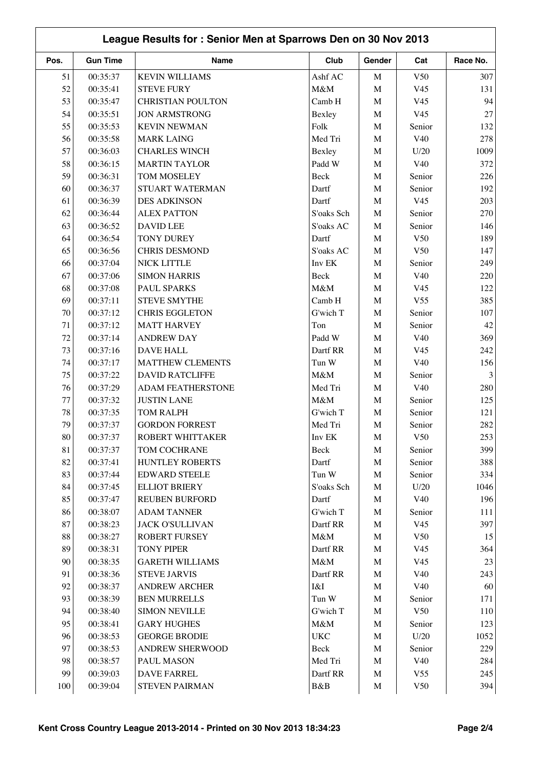## League Results for : Senior Men at Sparrows Den on 30 Nov 2013

| Pos. | Gun Time | Name | Club | Gender | Cat | Race No. |
|---|---|---|---|---|---|---|
| 51 | 00:35:37 | KEVIN WILLIAMS | Ashf AC | M | V50 | 307 |
| 52 | 00:35:41 | STEVE FURY | M&M | M | V45 | 131 |
| 53 | 00:35:47 | CHRISTIAN POULTON | Camb H | M | V45 | 94 |
| 54 | 00:35:51 | JON ARMSTRONG | Bexley | M | V45 | 27 |
| 55 | 00:35:53 | KEVIN NEWMAN | Folk | M | Senior | 132 |
| 56 | 00:35:58 | MARK LAING | Med Tri | M | V40 | 278 |
| 57 | 00:36:03 | CHARLES WINCH | Bexley | M | U/20 | 1009 |
| 58 | 00:36:15 | MARTIN TAYLOR | Padd W | M | V40 | 372 |
| 59 | 00:36:31 | TOM MOSELEY | Beck | M | Senior | 226 |
| 60 | 00:36:37 | STUART WATERMAN | Dartf | M | Senior | 192 |
| 61 | 00:36:39 | DES ADKINSON | Dartf | M | V45 | 203 |
| 62 | 00:36:44 | ALEX PATTON | S'oaks Sch | M | Senior | 270 |
| 63 | 00:36:52 | DAVID LEE | S'oaks AC | M | Senior | 146 |
| 64 | 00:36:54 | TONY DUREY | Dartf | M | V50 | 189 |
| 65 | 00:36:56 | CHRIS DESMOND | S'oaks AC | M | V50 | 147 |
| 66 | 00:37:04 | NICK LITTLE | Inv EK | M | Senior | 249 |
| 67 | 00:37:06 | SIMON HARRIS | Beck | M | V40 | 220 |
| 68 | 00:37:08 | PAUL SPARKS | M&M | M | V45 | 122 |
| 69 | 00:37:11 | STEVE SMYTHE | Camb H | M | V55 | 385 |
| 70 | 00:37:12 | CHRIS EGGLETON | G'wich T | M | Senior | 107 |
| 71 | 00:37:12 | MATT HARVEY | Ton | M | Senior | 42 |
| 72 | 00:37:14 | ANDREW DAY | Padd W | M | V40 | 369 |
| 73 | 00:37:16 | DAVE HALL | Dartf RR | M | V45 | 242 |
| 74 | 00:37:17 | MATTHEW CLEMENTS | Tun W | M | V40 | 156 |
| 75 | 00:37:22 | DAVID RATCLIFFE | M&M | M | Senior | 3 |
| 76 | 00:37:29 | ADAM FEATHERSTONE | Med Tri | M | V40 | 280 |
| 77 | 00:37:32 | JUSTIN LANE | M&M | M | Senior | 125 |
| 78 | 00:37:35 | TOM RALPH | G'wich T | M | Senior | 121 |
| 79 | 00:37:37 | GORDON FORREST | Med Tri | M | Senior | 282 |
| 80 | 00:37:37 | ROBERT WHITTAKER | Inv EK | M | V50 | 253 |
| 81 | 00:37:37 | TOM COCHRANE | Beck | M | Senior | 399 |
| 82 | 00:37:41 | HUNTLEY ROBERTS | Dartf | M | Senior | 388 |
| 83 | 00:37:44 | EDWARD STEELE | Tun W | M | Senior | 334 |
| 84 | 00:37:45 | ELLIOT BRIERY | S'oaks Sch | M | U/20 | 1046 |
| 85 | 00:37:47 | REUBEN BURFORD | Dartf | M | V40 | 196 |
| 86 | 00:38:07 | ADAM TANNER | G'wich T | M | Senior | 111 |
| 87 | 00:38:23 | JACK O'SULLIVAN | Dartf RR | M | V45 | 397 |
| 88 | 00:38:27 | ROBERT FURSEY | M&M | M | V50 | 15 |
| 89 | 00:38:31 | TONY PIPER | Dartf RR | M | V45 | 364 |
| 90 | 00:38:35 | GARETH WILLIAMS | M&M | M | V45 | 23 |
| 91 | 00:38:36 | STEVE JARVIS | Dartf RR | M | V40 | 243 |
| 92 | 00:38:37 | ANDREW ARCHER | I&I | M | V40 | 60 |
| 93 | 00:38:39 | BEN MURRELLS | Tun W | M | Senior | 171 |
| 94 | 00:38:40 | SIMON NEVILLE | G'wich T | M | V50 | 110 |
| 95 | 00:38:41 | GARY HUGHES | M&M | M | Senior | 123 |
| 96 | 00:38:53 | GEORGE BRODIE | UKC | M | U/20 | 1052 |
| 97 | 00:38:53 | ANDREW SHERWOOD | Beck | M | Senior | 229 |
| 98 | 00:38:57 | PAUL MASON | Med Tri | M | V40 | 284 |
| 99 | 00:39:03 | DAVE FARREL | Dartf RR | M | V55 | 245 |
| 100 | 00:39:04 | STEVEN PAIRMAN | B&B | M | V50 | 394 |

**Kent Cross Country League 2013-2014 - Printed on 30 Nov 2013 18:34:23**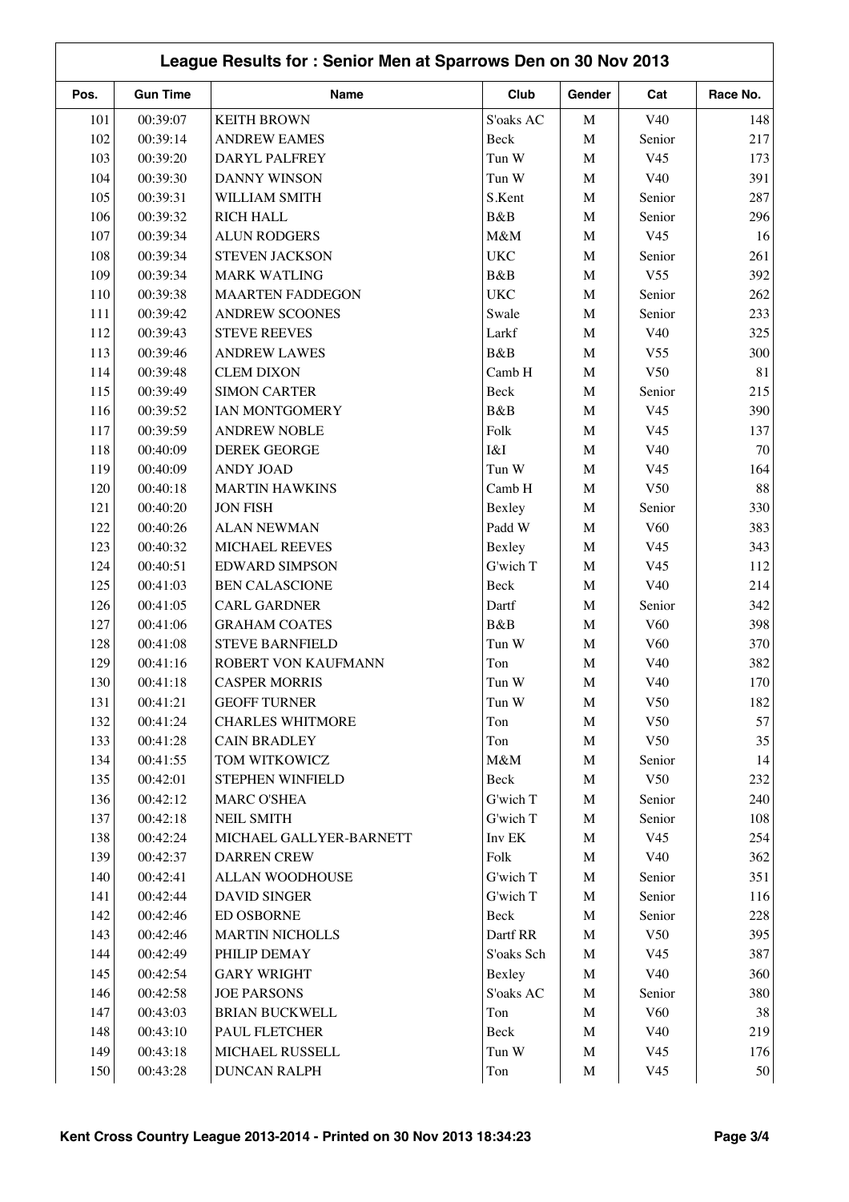# League Results for : Senior Men at Sparrows Den on 30 Nov 2013

| Pos. | Gun Time | Name | Club | Gender | Cat | Race No. |
|---|---|---|---|---|---|---|
| 101 | 00:39:07 | KEITH BROWN | S'oaks AC | M | V40 | 148 |
| 102 | 00:39:14 | ANDREW EAMES | Beck | M | Senior | 217 |
| 103 | 00:39:20 | DARYL PALFREY | Tun W | M | V45 | 173 |
| 104 | 00:39:30 | DANNY WINSON | Tun W | M | V40 | 391 |
| 105 | 00:39:31 | WILLIAM SMITH | S.Kent | M | Senior | 287 |
| 106 | 00:39:32 | RICH HALL | B&B | M | Senior | 296 |
| 107 | 00:39:34 | ALUN RODGERS | M&M | M | V45 | 16 |
| 108 | 00:39:34 | STEVEN JACKSON | UKC | M | Senior | 261 |
| 109 | 00:39:34 | MARK WATLING | B&B | M | V55 | 392 |
| 110 | 00:39:38 | MAARTEN FADDEGON | UKC | M | Senior | 262 |
| 111 | 00:39:42 | ANDREW SCOONES | Swale | M | Senior | 233 |
| 112 | 00:39:43 | STEVE REEVES | Larkf | M | V40 | 325 |
| 113 | 00:39:46 | ANDREW LAWES | B&B | M | V55 | 300 |
| 114 | 00:39:48 | CLEM DIXON | Camb H | M | V50 | 81 |
| 115 | 00:39:49 | SIMON CARTER | Beck | M | Senior | 215 |
| 116 | 00:39:52 | IAN MONTGOMERY | B&B | M | V45 | 390 |
| 117 | 00:39:59 | ANDREW NOBLE | Folk | M | V45 | 137 |
| 118 | 00:40:09 | DEREK GEORGE | I&I | M | V40 | 70 |
| 119 | 00:40:09 | ANDY JOAD | Tun W | M | V45 | 164 |
| 120 | 00:40:18 | MARTIN HAWKINS | Camb H | M | V50 | 88 |
| 121 | 00:40:20 | JON FISH | Bexley | M | Senior | 330 |
| 122 | 00:40:26 | ALAN NEWMAN | Padd W | M | V60 | 383 |
| 123 | 00:40:32 | MICHAEL REEVES | Bexley | M | V45 | 343 |
| 124 | 00:40:51 | EDWARD SIMPSON | G'wich T | M | V45 | 112 |
| 125 | 00:41:03 | BEN CALASCIONE | Beck | M | V40 | 214 |
| 126 | 00:41:05 | CARL GARDNER | Dartf | M | Senior | 342 |
| 127 | 00:41:06 | GRAHAM COATES | B&B | M | V60 | 398 |
| 128 | 00:41:08 | STEVE BARNFIELD | Tun W | M | V60 | 370 |
| 129 | 00:41:16 | ROBERT VON KAUFMANN | Ton | M | V40 | 382 |
| 130 | 00:41:18 | CASPER MORRIS | Tun W | M | V40 | 170 |
| 131 | 00:41:21 | GEOFF TURNER | Tun W | M | V50 | 182 |
| 132 | 00:41:24 | CHARLES WHITMORE | Ton | M | V50 | 57 |
| 133 | 00:41:28 | CAIN BRADLEY | Ton | M | V50 | 35 |
| 134 | 00:41:55 | TOM WITKOWICZ | M&M | M | Senior | 14 |
| 135 | 00:42:01 | STEPHEN WINFIELD | Beck | M | V50 | 232 |
| 136 | 00:42:12 | MARC O'SHEA | G'wich T | M | Senior | 240 |
| 137 | 00:42:18 | NEIL SMITH | G'wich T | M | Senior | 108 |
| 138 | 00:42:24 | MICHAEL GALLYER-BARNETT | Inv EK | M | V45 | 254 |
| 139 | 00:42:37 | DARREN CREW | Folk | M | V40 | 362 |
| 140 | 00:42:41 | ALLAN WOODHOUSE | G'wich T | M | Senior | 351 |
| 141 | 00:42:44 | DAVID SINGER | G'wich T | M | Senior | 116 |
| 142 | 00:42:46 | ED OSBORNE | Beck | M | Senior | 228 |
| 143 | 00:42:46 | MARTIN NICHOLLS | Dartf RR | M | V50 | 395 |
| 144 | 00:42:49 | PHILIP DEMAY | S'oaks Sch | M | V45 | 387 |
| 145 | 00:42:54 | GARY WRIGHT | Bexley | M | V40 | 360 |
| 146 | 00:42:58 | JOE PARSONS | S'oaks AC | M | Senior | 380 |
| 147 | 00:43:03 | BRIAN BUCKWELL | Ton | M | V60 | 38 |
| 148 | 00:43:10 | PAUL FLETCHER | Beck | M | V40 | 219 |
| 149 | 00:43:18 | MICHAEL RUSSELL | Tun W | M | V45 | 176 |
| 150 | 00:43:28 | DUNCAN RALPH | Ton | M | V45 | 50 |

Kent Cross Country League 2013-2014 - Printed on 30 Nov 2013 18:34:23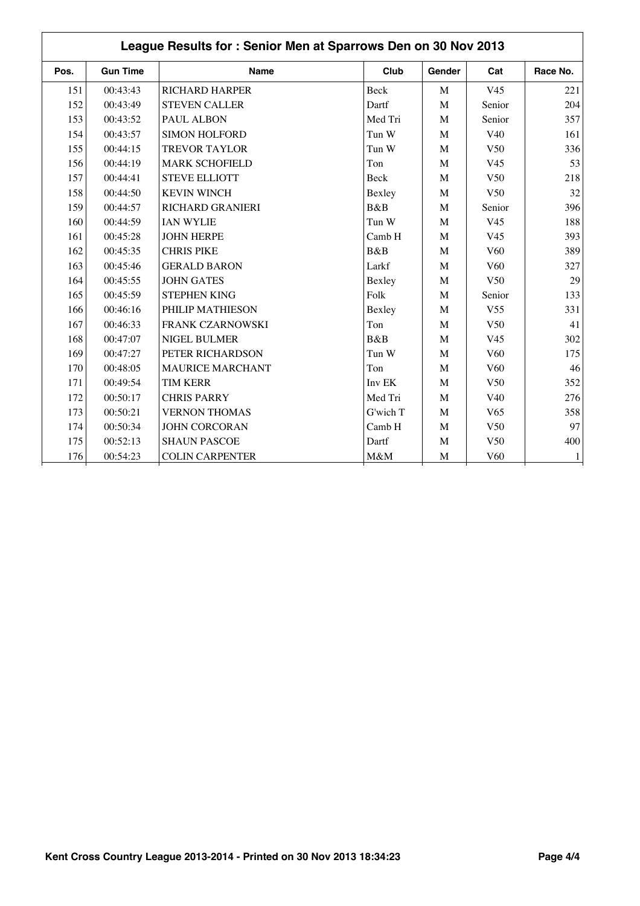## League Results for : Senior Men at Sparrows Den on 30 Nov 2013

| Pos. | Gun Time | Name | Club | Gender | Cat | Race No. |
|---|---|---|---|---|---|---|
| 151 | 00:43:43 | RICHARD HARPER | Beck | M | V45 | 221 |
| 152 | 00:43:49 | STEVEN CALLER | Dartf | M | Senior | 204 |
| 153 | 00:43:52 | PAUL ALBON | Med Tri | M | Senior | 357 |
| 154 | 00:43:57 | SIMON HOLFORD | Tun W | M | V40 | 161 |
| 155 | 00:44:15 | TREVOR TAYLOR | Tun W | M | V50 | 336 |
| 156 | 00:44:19 | MARK SCHOFIELD | Ton | M | V45 | 53 |
| 157 | 00:44:41 | STEVE ELLIOTT | Beck | M | V50 | 218 |
| 158 | 00:44:50 | KEVIN WINCH | Bexley | M | V50 | 32 |
| 159 | 00:44:57 | RICHARD GRANIERI | B&B | M | Senior | 396 |
| 160 | 00:44:59 | IAN WYLIE | Tun W | M | V45 | 188 |
| 161 | 00:45:28 | JOHN HERPE | Camb H | M | V45 | 393 |
| 162 | 00:45:35 | CHRIS PIKE | B&B | M | V60 | 389 |
| 163 | 00:45:46 | GERALD BARON | Larkf | M | V60 | 327 |
| 164 | 00:45:55 | JOHN GATES | Bexley | M | V50 | 29 |
| 165 | 00:45:59 | STEPHEN KING | Folk | M | Senior | 133 |
| 166 | 00:46:16 | PHILIP MATHIESON | Bexley | M | V55 | 331 |
| 167 | 00:46:33 | FRANK CZARNOWSKI | Ton | M | V50 | 41 |
| 168 | 00:47:07 | NIGEL BULMER | B&B | M | V45 | 302 |
| 169 | 00:47:27 | PETER RICHARDSON | Tun W | M | V60 | 175 |
| 170 | 00:48:05 | MAURICE MARCHANT | Ton | M | V60 | 46 |
| 171 | 00:49:54 | TIM KERR | Inv EK | M | V50 | 352 |
| 172 | 00:50:17 | CHRIS PARRY | Med Tri | M | V40 | 276 |
| 173 | 00:50:21 | VERNON THOMAS | G'wich T | M | V65 | 358 |
| 174 | 00:50:34 | JOHN CORCORAN | Camb H | M | V50 | 97 |
| 175 | 00:52:13 | SHAUN PASCOE | Dartf | M | V50 | 400 |
| 176 | 00:54:23 | COLIN CARPENTER | M&M | M | V60 | 1 |